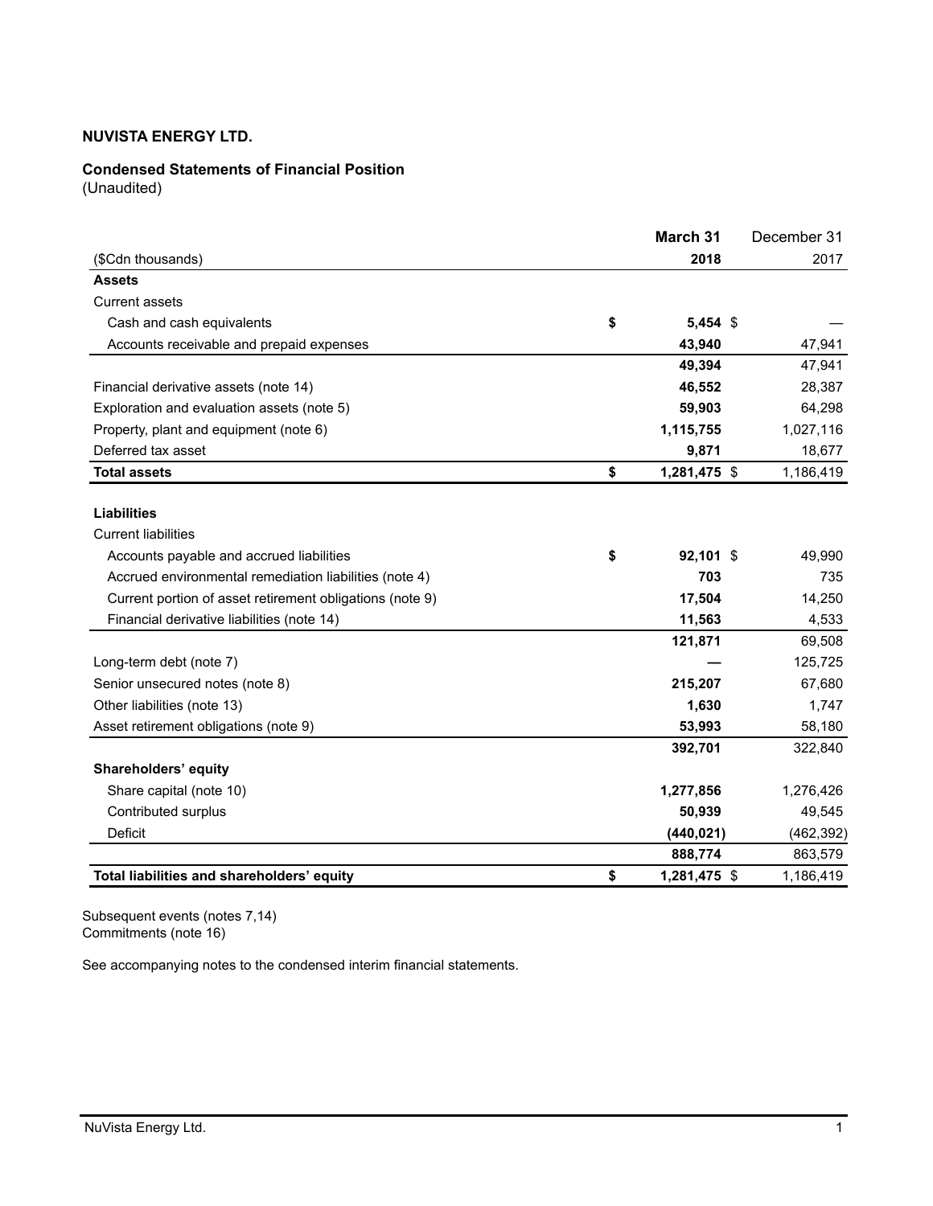**NUVISTA ENERGY LTD.**

**Condensed Statements of Financial Position**
(Unaudited)

| ($Cdn thousands) | March 31 2018 | December 31 2017 |
|---|---|---|
| **Assets** | | |
| Current assets | | |
| Cash and cash equivalents | $ 5,454 | $ — |
| Accounts receivable and prepaid expenses | 43,940 | 47,941 |
| | 49,394 | 47,941 |
| Financial derivative assets (note 14) | 46,552 | 28,387 |
| Exploration and evaluation assets (note 5) | 59,903 | 64,298 |
| Property, plant and equipment (note 6) | 1,115,755 | 1,027,116 |
| Deferred tax asset | 9,871 | 18,677 |
| **Total assets** | $ 1,281,475 | $ 1,186,419 |
| | | |
| **Liabilities** | | |
| Current liabilities | | |
| Accounts payable and accrued liabilities | $ 92,101 | $ 49,990 |
| Accrued environmental remediation liabilities (note 4) | 703 | 735 |
| Current portion of asset retirement obligations (note 9) | 17,504 | 14,250 |
| Financial derivative liabilities (note 14) | 11,563 | 4,533 |
| | 121,871 | 69,508 |
| Long-term debt (note 7) | — | 125,725 |
| Senior unsecured notes (note 8) | 215,207 | 67,680 |
| Other liabilities (note 13) | 1,630 | 1,747 |
| Asset retirement obligations (note 9) | 53,993 | 58,180 |
| | 392,701 | 322,840 |
| **Shareholders' equity** | | |
| Share capital (note 10) | 1,277,856 | 1,276,426 |
| Contributed surplus | 50,939 | 49,545 |
| Deficit | (440,021) | (462,392) |
| | 888,774 | 863,579 |
| **Total liabilities and shareholders' equity** | $ 1,281,475 | $ 1,186,419 |

Subsequent events (notes 7,14)
Commitments (note 16)

See accompanying notes to the condensed interim financial statements.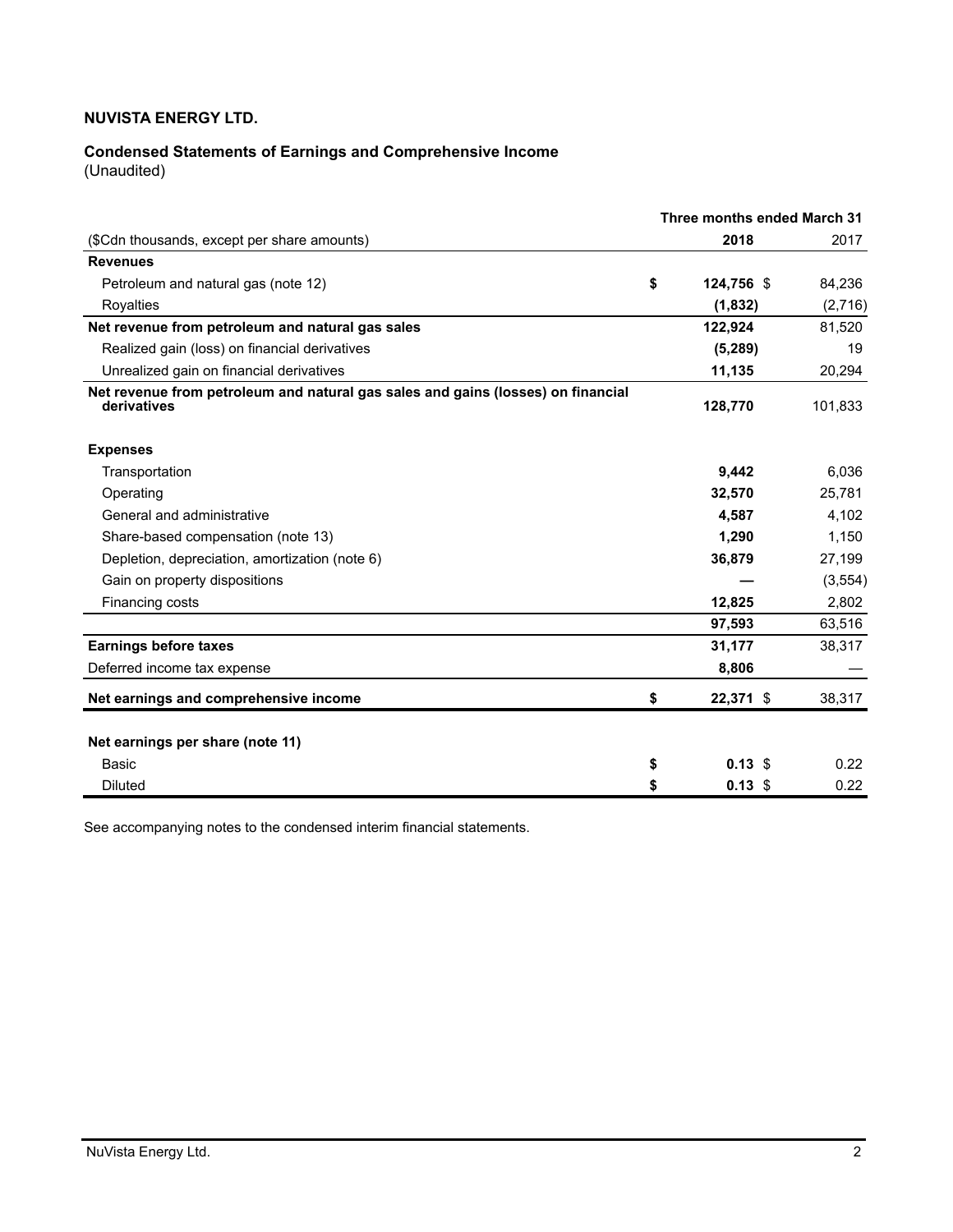**NUVISTA ENERGY LTD.**

**Condensed Statements of Earnings and Comprehensive Income**
(Unaudited)

| | Three months ended March 31 | |
|---|---|---|
| ($Cdn thousands, except per share amounts) | **2018** | 2017 |
| **Revenues** | | |
| Petroleum and natural gas (note 12) | **$ 124,756** | $ 84,236 |
| Royalties | **(1,832)** | (2,716) |
| **Net revenue from petroleum and natural gas sales** | **122,924** | 81,520 |
| Realized gain (loss) on financial derivatives | **(5,289)** | 19 |
| Unrealized gain on financial derivatives | **11,135** | 20,294 |
| **Net revenue from petroleum and natural gas sales and gains (losses) on financial derivatives** | **128,770** | 101,833 |
| **Expenses** | | |
| Transportation | **9,442** | 6,036 |
| Operating | **32,570** | 25,781 |
| General and administrative | **4,587** | 4,102 |
| Share-based compensation (note 13) | **1,290** | 1,150 |
| Depletion, depreciation, amortization (note 6) | **36,879** | 27,199 |
| Gain on property dispositions | **—** | (3,554) |
| Financing costs | **12,825** | 2,802 |
| | **97,593** | 63,516 |
| **Earnings before taxes** | **31,177** | 38,317 |
| Deferred income tax expense | **8,806** | — |
| **Net earnings and comprehensive income** | **$ 22,371** | $ 38,317 |
| **Net earnings per share (note 11)** | | |
| Basic | **$ 0.13** | $ 0.22 |
| Diluted | **$ 0.13** | $ 0.22 |

See accompanying notes to the condensed interim financial statements.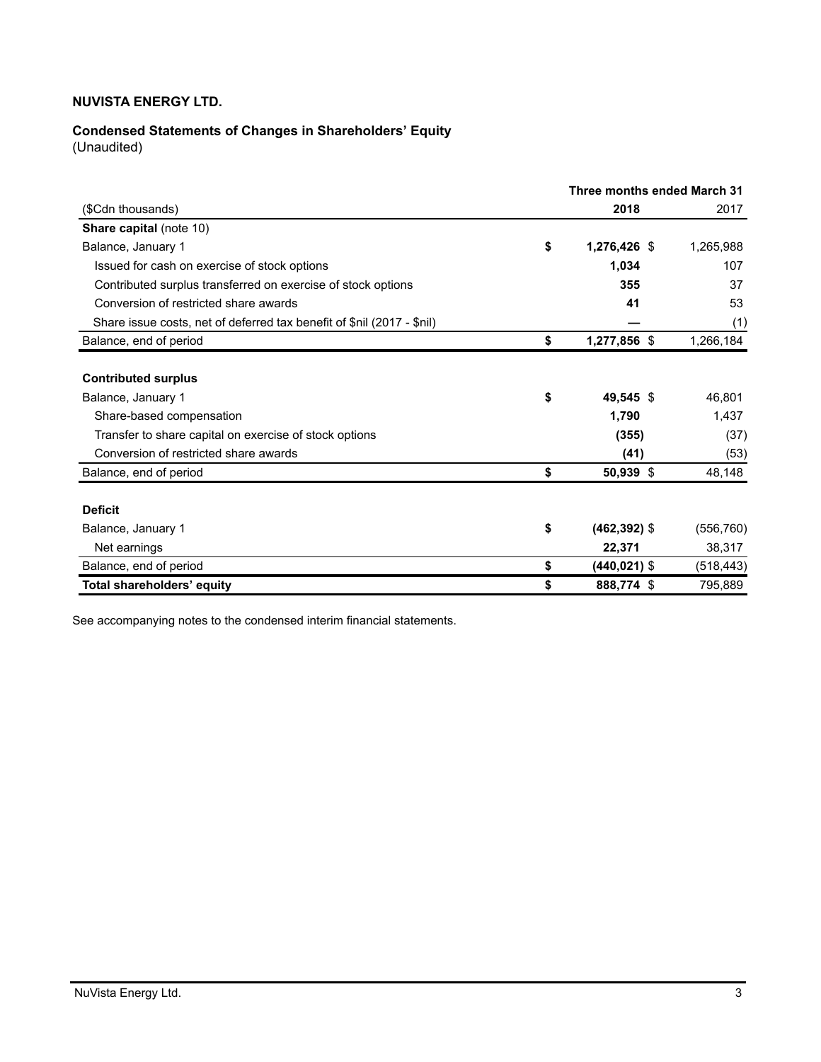**NUVISTA ENERGY LTD.**

**Condensed Statements of Changes in Shareholders' Equity**
(Unaudited)

| | Three months ended March 31 | |
|---|---|---|
| ($Cdn thousands) | **2018** | 2017 |
| **Share capital** (note 10) | | |
| Balance, January 1 | **$ 1,276,426** | $ 1,265,988 |
| Issued for cash on exercise of stock options | **1,034** | 107 |
| Contributed surplus transferred on exercise of stock options | **355** | 37 |
| Conversion of restricted share awards | **41** | 53 |
| Share issue costs, net of deferred tax benefit of $nil (2017 - $nil) | **—** | (1) |
| Balance, end of period | **$ 1,277,856** | $ 1,266,184 |
| | | |
| **Contributed surplus** | | |
| Balance, January 1 | **$ 49,545** | $ 46,801 |
| Share-based compensation | **1,790** | 1,437 |
| Transfer to share capital on exercise of stock options | **(355)** | (37) |
| Conversion of restricted share awards | **(41)** | (53) |
| Balance, end of period | **$ 50,939** | $ 48,148 |
| | | |
| **Deficit** | | |
| Balance, January 1 | **$ (462,392)** | $ (556,760) |
| Net earnings | **22,371** | 38,317 |
| Balance, end of period | **$ (440,021)** | $ (518,443) |
| **Total shareholders' equity** | **$ 888,774** | $ 795,889 |

See accompanying notes to the condensed interim financial statements.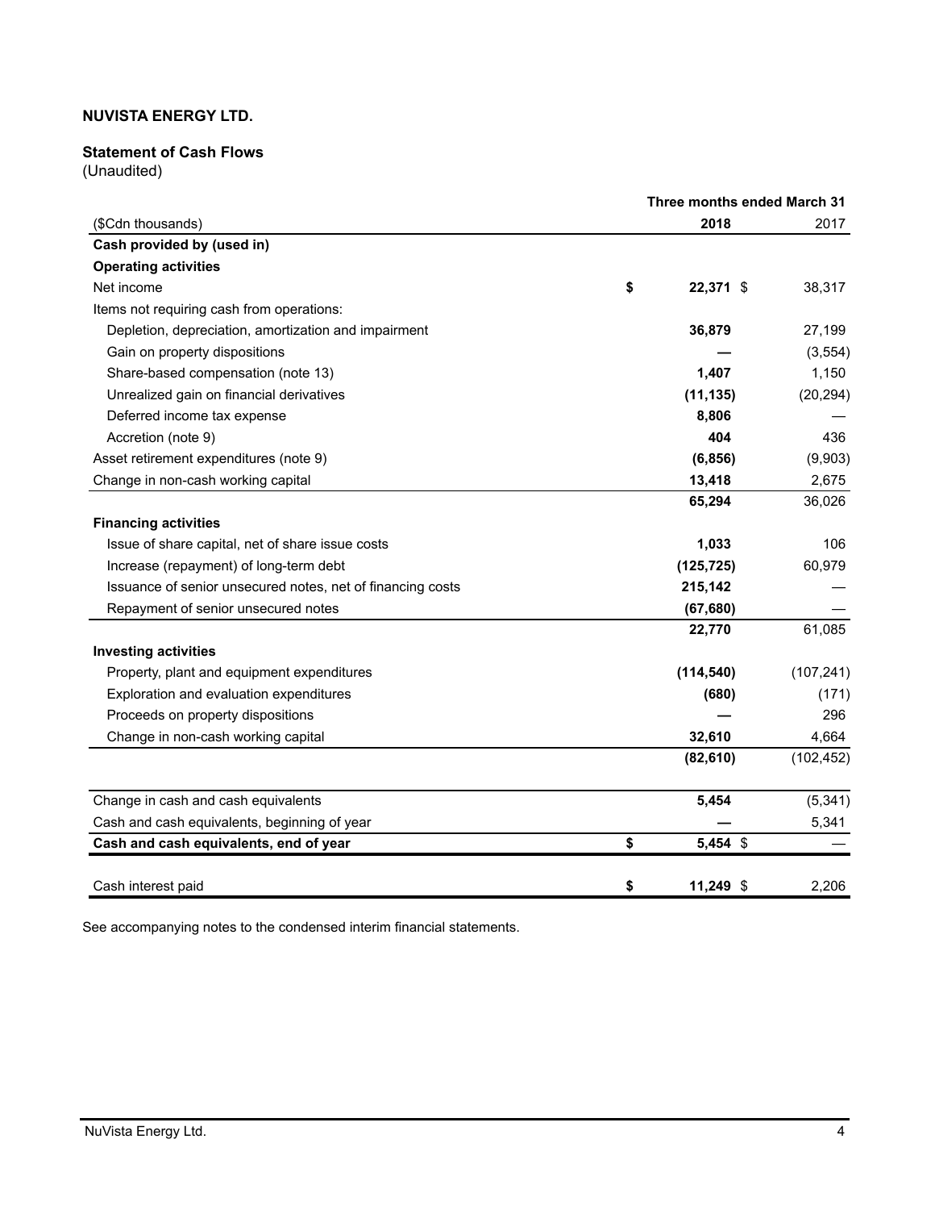**NUVISTA ENERGY LTD.**

**Statement of Cash Flows**
(Unaudited)

| | Three months ended March 31 | |
|---|---|---|
| ($Cdn thousands) | **2018** | 2017 |
| **Cash provided by (used in)** | | |
| **Operating activities** | | |
| Net income | **$ 22,371** | $ 38,317 |
| Items not requiring cash from operations: | | |
| Depletion, depreciation, amortization and impairment | **36,879** | 27,199 |
| Gain on property dispositions | **—** | (3,554) |
| Share-based compensation (note 13) | **1,407** | 1,150 |
| Unrealized gain on financial derivatives | **(11,135)** | (20,294) |
| Deferred income tax expense | **8,806** | — |
| Accretion (note 9) | **404** | 436 |
| Asset retirement expenditures (note 9) | **(6,856)** | (9,903) |
| Change in non-cash working capital | **13,418** | 2,675 |
| | **65,294** | 36,026 |
| **Financing activities** | | |
| Issue of share capital, net of share issue costs | **1,033** | 106 |
| Increase (repayment) of long-term debt | **(125,725)** | 60,979 |
| Issuance of senior unsecured notes, net of financing costs | **215,142** | — |
| Repayment of senior unsecured notes | **(67,680)** | — |
| | **22,770** | 61,085 |
| **Investing activities** | | |
| Property, plant and equipment expenditures | **(114,540)** | (107,241) |
| Exploration and evaluation expenditures | **(680)** | (171) |
| Proceeds on property dispositions | **—** | 296 |
| Change in non-cash working capital | **32,610** | 4,664 |
| | **(82,610)** | (102,452) |
| Change in cash and cash equivalents | **5,454** | (5,341) |
| Cash and cash equivalents, beginning of year | **—** | 5,341 |
| **Cash and cash equivalents, end of year** | **$ 5,454** | $ — |
| Cash interest paid | **$ 11,249** | $ 2,206 |

See accompanying notes to the condensed interim financial statements.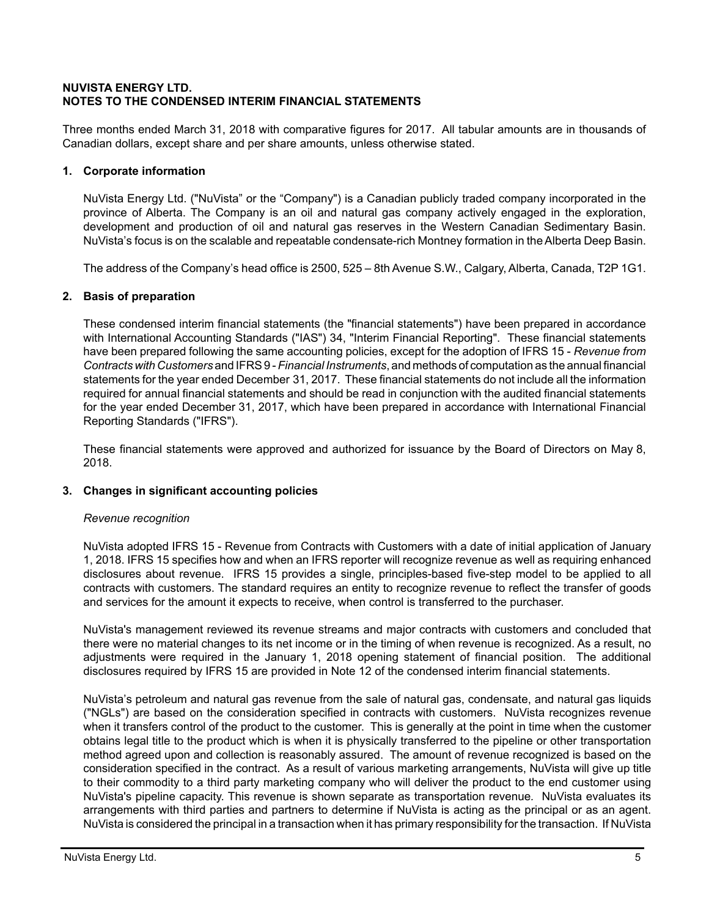**NUVISTA ENERGY LTD.**
**NOTES TO THE CONDENSED INTERIM FINANCIAL STATEMENTS**

Three months ended March 31, 2018 with comparative figures for 2017. All tabular amounts are in thousands of Canadian dollars, except share and per share amounts, unless otherwise stated.

## 1. Corporate information

NuVista Energy Ltd. ("NuVista" or the "Company") is a Canadian publicly traded company incorporated in the province of Alberta. The Company is an oil and natural gas company actively engaged in the exploration, development and production of oil and natural gas reserves in the Western Canadian Sedimentary Basin. NuVista's focus is on the scalable and repeatable condensate-rich Montney formation in the Alberta Deep Basin.

The address of the Company's head office is 2500, 525 – 8th Avenue S.W., Calgary, Alberta, Canada, T2P 1G1.

## 2. Basis of preparation

These condensed interim financial statements (the "financial statements") have been prepared in accordance with International Accounting Standards ("IAS") 34, "Interim Financial Reporting". These financial statements have been prepared following the same accounting policies, except for the adoption of IFRS 15 - *Revenue from Contracts with Customers* and IFRS 9 - *Financial Instruments*, and methods of computation as the annual financial statements for the year ended December 31, 2017. These financial statements do not include all the information required for annual financial statements and should be read in conjunction with the audited financial statements for the year ended December 31, 2017, which have been prepared in accordance with International Financial Reporting Standards ("IFRS").

These financial statements were approved and authorized for issuance by the Board of Directors on May 8, 2018.

## 3. Changes in significant accounting policies

*Revenue recognition*

NuVista adopted IFRS 15 - Revenue from Contracts with Customers with a date of initial application of January 1, 2018. IFRS 15 specifies how and when an IFRS reporter will recognize revenue as well as requiring enhanced disclosures about revenue. IFRS 15 provides a single, principles-based five-step model to be applied to all contracts with customers. The standard requires an entity to recognize revenue to reflect the transfer of goods and services for the amount it expects to receive, when control is transferred to the purchaser.

NuVista's management reviewed its revenue streams and major contracts with customers and concluded that there were no material changes to its net income or in the timing of when revenue is recognized. As a result, no adjustments were required in the January 1, 2018 opening statement of financial position. The additional disclosures required by IFRS 15 are provided in Note 12 of the condensed interim financial statements.

NuVista's petroleum and natural gas revenue from the sale of natural gas, condensate, and natural gas liquids ("NGLs") are based on the consideration specified in contracts with customers. NuVista recognizes revenue when it transfers control of the product to the customer. This is generally at the point in time when the customer obtains legal title to the product which is when it is physically transferred to the pipeline or other transportation method agreed upon and collection is reasonably assured. The amount of revenue recognized is based on the consideration specified in the contract. As a result of various marketing arrangements, NuVista will give up title to their commodity to a third party marketing company who will deliver the product to the end customer using NuVista's pipeline capacity. This revenue is shown separate as transportation revenue. NuVista evaluates its arrangements with third parties and partners to determine if NuVista is acting as the principal or as an agent. NuVista is considered the principal in a transaction when it has primary responsibility for the transaction. If NuVista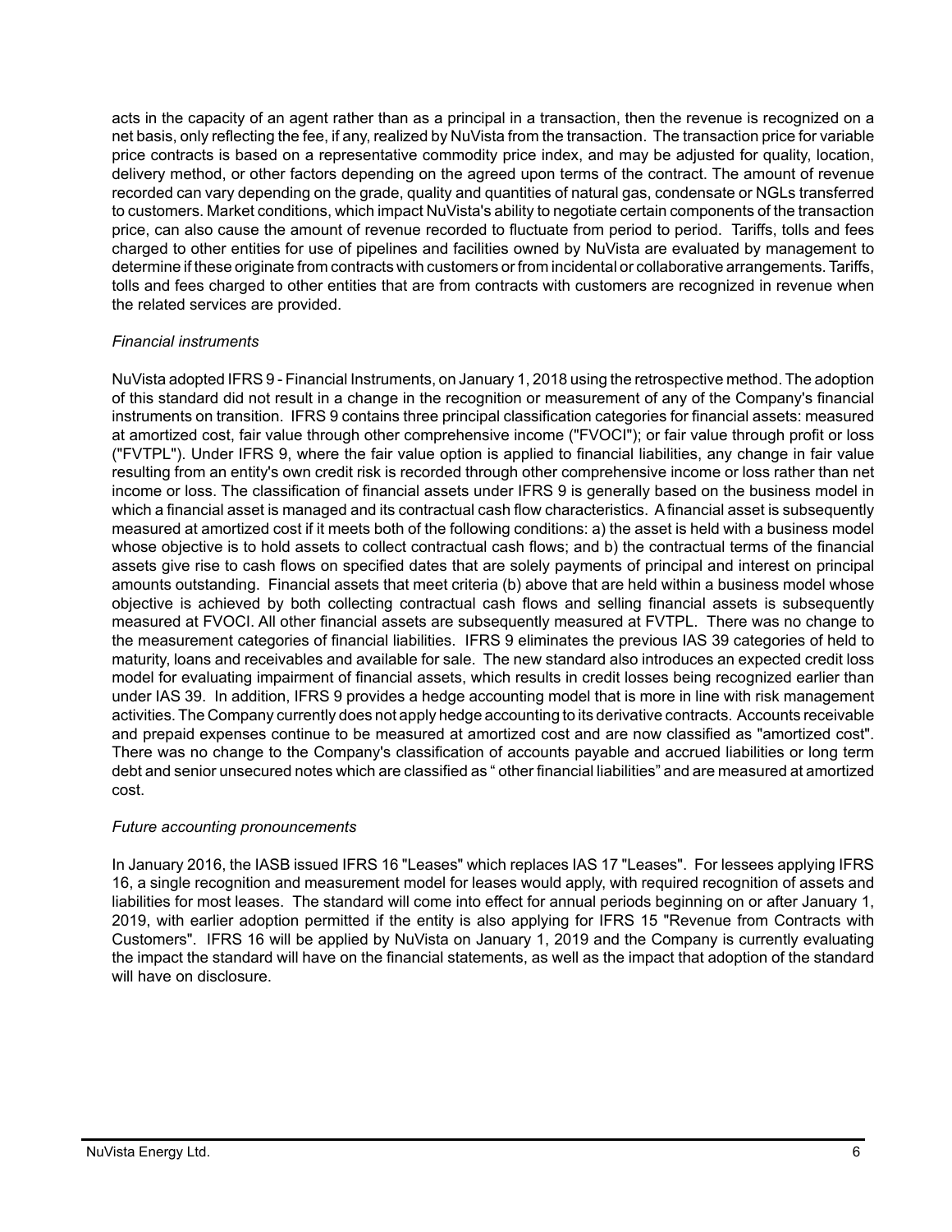acts in the capacity of an agent rather than as a principal in a transaction, then the revenue is recognized on a net basis, only reflecting the fee, if any, realized by NuVista from the transaction. The transaction price for variable price contracts is based on a representative commodity price index, and may be adjusted for quality, location, delivery method, or other factors depending on the agreed upon terms of the contract. The amount of revenue recorded can vary depending on the grade, quality and quantities of natural gas, condensate or NGLs transferred to customers. Market conditions, which impact NuVista's ability to negotiate certain components of the transaction price, can also cause the amount of revenue recorded to fluctuate from period to period. Tariffs, tolls and fees charged to other entities for use of pipelines and facilities owned by NuVista are evaluated by management to determine if these originate from contracts with customers or from incidental or collaborative arrangements. Tariffs, tolls and fees charged to other entities that are from contracts with customers are recognized in revenue when the related services are provided.

*Financial instruments*

NuVista adopted IFRS 9 - Financial Instruments, on January 1, 2018 using the retrospective method. The adoption of this standard did not result in a change in the recognition or measurement of any of the Company's financial instruments on transition. IFRS 9 contains three principal classification categories for financial assets: measured at amortized cost, fair value through other comprehensive income ("FVOCI"); or fair value through profit or loss ("FVTPL"). Under IFRS 9, where the fair value option is applied to financial liabilities, any change in fair value resulting from an entity's own credit risk is recorded through other comprehensive income or loss rather than net income or loss. The classification of financial assets under IFRS 9 is generally based on the business model in which a financial asset is managed and its contractual cash flow characteristics. A financial asset is subsequently measured at amortized cost if it meets both of the following conditions: a) the asset is held with a business model whose objective is to hold assets to collect contractual cash flows; and b) the contractual terms of the financial assets give rise to cash flows on specified dates that are solely payments of principal and interest on principal amounts outstanding. Financial assets that meet criteria (b) above that are held within a business model whose objective is achieved by both collecting contractual cash flows and selling financial assets is subsequently measured at FVOCI. All other financial assets are subsequently measured at FVTPL. There was no change to the measurement categories of financial liabilities. IFRS 9 eliminates the previous IAS 39 categories of held to maturity, loans and receivables and available for sale. The new standard also introduces an expected credit loss model for evaluating impairment of financial assets, which results in credit losses being recognized earlier than under IAS 39. In addition, IFRS 9 provides a hedge accounting model that is more in line with risk management activities. The Company currently does not apply hedge accounting to its derivative contracts. Accounts receivable and prepaid expenses continue to be measured at amortized cost and are now classified as "amortized cost". There was no change to the Company's classification of accounts payable and accrued liabilities or long term debt and senior unsecured notes which are classified as " other financial liabilities" and are measured at amortized cost.

*Future accounting pronouncements*

In January 2016, the IASB issued IFRS 16 "Leases" which replaces IAS 17 "Leases". For lessees applying IFRS 16, a single recognition and measurement model for leases would apply, with required recognition of assets and liabilities for most leases. The standard will come into effect for annual periods beginning on or after January 1, 2019, with earlier adoption permitted if the entity is also applying for IFRS 15 "Revenue from Contracts with Customers". IFRS 16 will be applied by NuVista on January 1, 2019 and the Company is currently evaluating the impact the standard will have on the financial statements, as well as the impact that adoption of the standard will have on disclosure.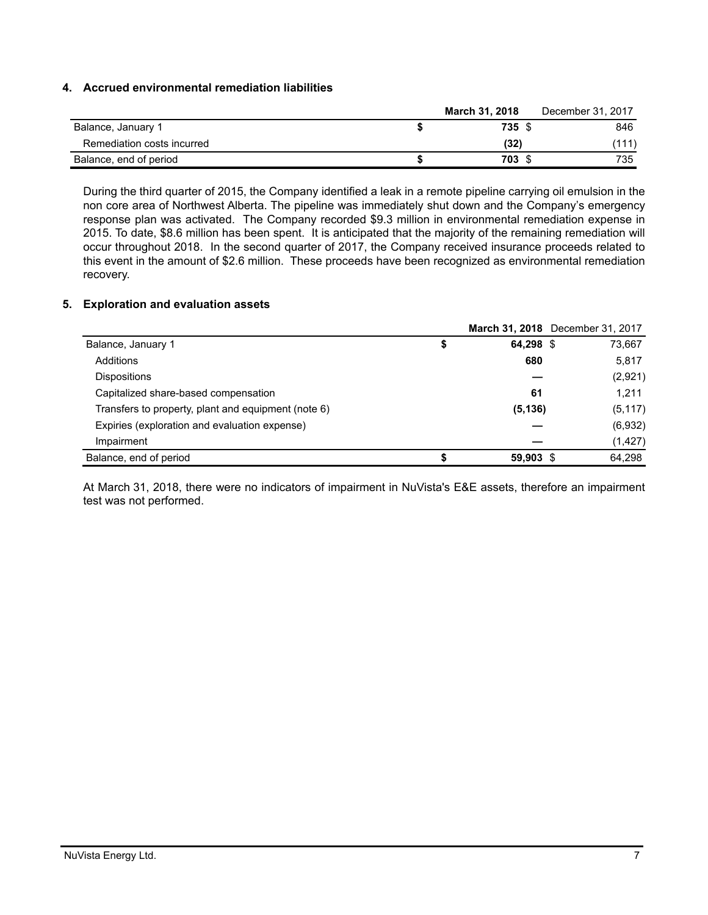## 4. Accrued environmental remediation liabilities

| | March 31, 2018 | December 31, 2017 |
|---|---|---|
| Balance, January 1 | $ 735 | $ 846 |
| Remediation costs incurred | (32) | (111) |
| Balance, end of period | $ 703 | $ 735 |

During the third quarter of 2015, the Company identified a leak in a remote pipeline carrying oil emulsion in the non core area of Northwest Alberta. The pipeline was immediately shut down and the Company's emergency response plan was activated. The Company recorded $9.3 million in environmental remediation expense in 2015. To date, $8.6 million has been spent. It is anticipated that the majority of the remaining remediation will occur throughout 2018. In the second quarter of 2017, the Company received insurance proceeds related to this event in the amount of $2.6 million. These proceeds have been recognized as environmental remediation recovery.

## 5. Exploration and evaluation assets

| | March 31, 2018 | December 31, 2017 |
|---|---|---|
| Balance, January 1 | $ 64,298 | $ 73,667 |
| Additions | 680 | 5,817 |
| Dispositions | — | (2,921) |
| Capitalized share-based compensation | 61 | 1,211 |
| Transfers to property, plant and equipment (note 6) | (5,136) | (5,117) |
| Expiries (exploration and evaluation expense) | — | (6,932) |
| Impairment | — | (1,427) |
| Balance, end of period | $ 59,903 | $ 64,298 |

At March 31, 2018, there were no indicators of impairment in NuVista's E&E assets, therefore an impairment test was not performed.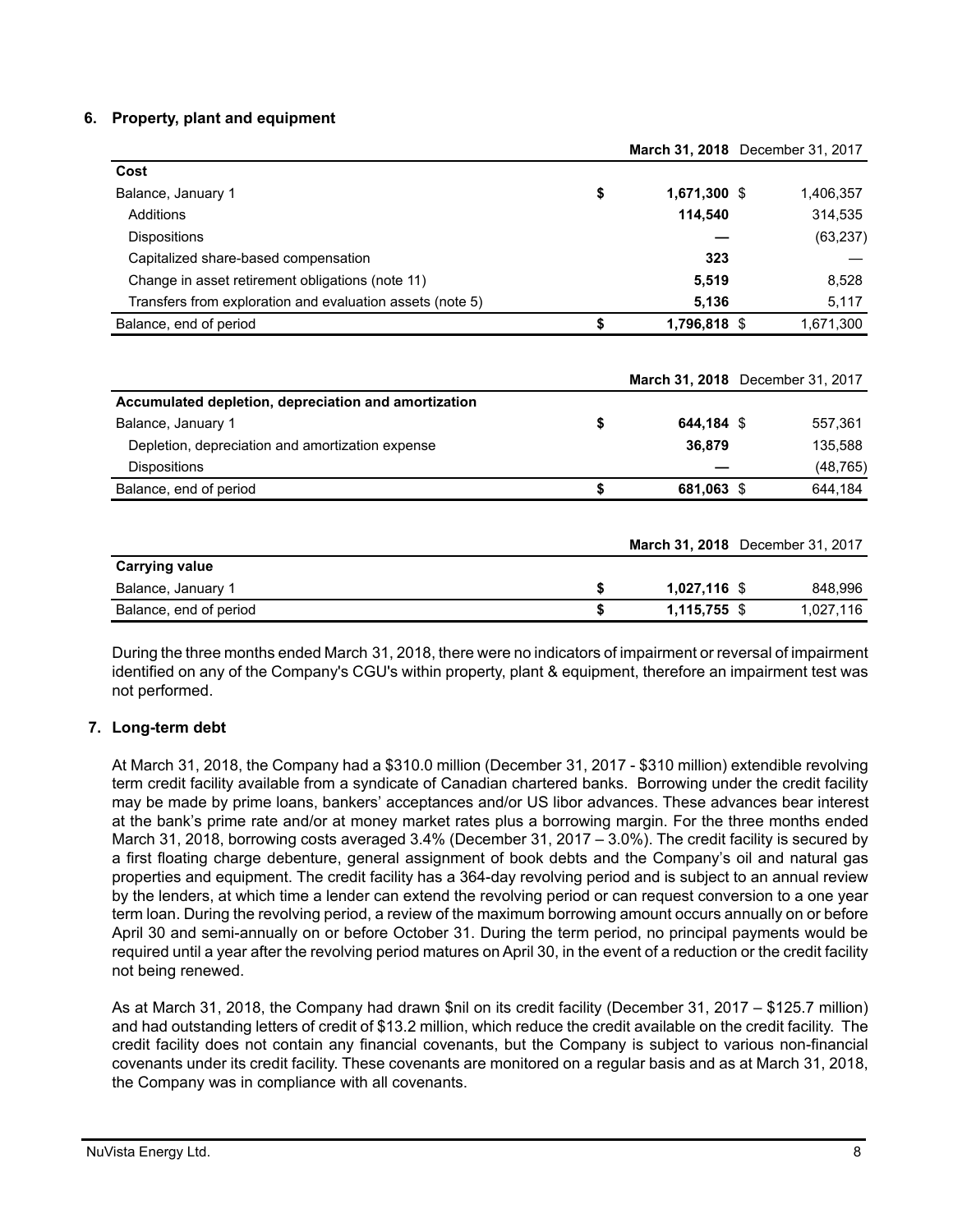## 6. Property, plant and equipment

| | March 31, 2018 | December 31, 2017 |
|---|---|---|
| **Cost** | | |
| Balance, January 1 | $ 1,671,300 | $ 1,406,357 |
| Additions | 114,540 | 314,535 |
| Dispositions | — | (63,237) |
| Capitalized share-based compensation | 323 | — |
| Change in asset retirement obligations (note 11) | 5,519 | 8,528 |
| Transfers from exploration and evaluation assets (note 5) | 5,136 | 5,117 |
| Balance, end of period | $ 1,796,818 | $ 1,671,300 |

| | March 31, 2018 | December 31, 2017 |
|---|---|---|
| **Accumulated depletion, depreciation and amortization** | | |
| Balance, January 1 | $ 644,184 | $ 557,361 |
| Depletion, depreciation and amortization expense | 36,879 | 135,588 |
| Dispositions | — | (48,765) |
| Balance, end of period | $ 681,063 | $ 644,184 |

| | March 31, 2018 | December 31, 2017 |
|---|---|---|
| **Carrying value** | | |
| Balance, January 1 | $ 1,027,116 | $ 848,996 |
| Balance, end of period | $ 1,115,755 | $ 1,027,116 |

During the three months ended March 31, 2018, there were no indicators of impairment or reversal of impairment identified on any of the Company's CGU's within property, plant & equipment, therefore an impairment test was not performed.

## 7. Long-term debt

At March 31, 2018, the Company had a $310.0 million (December 31, 2017 - $310 million) extendible revolving term credit facility available from a syndicate of Canadian chartered banks. Borrowing under the credit facility may be made by prime loans, bankers' acceptances and/or US libor advances. These advances bear interest at the bank's prime rate and/or at money market rates plus a borrowing margin. For the three months ended March 31, 2018, borrowing costs averaged 3.4% (December 31, 2017 – 3.0%). The credit facility is secured by a first floating charge debenture, general assignment of book debts and the Company's oil and natural gas properties and equipment. The credit facility has a 364-day revolving period and is subject to an annual review by the lenders, at which time a lender can extend the revolving period or can request conversion to a one year term loan. During the revolving period, a review of the maximum borrowing amount occurs annually on or before April 30 and semi-annually on or before October 31. During the term period, no principal payments would be required until a year after the revolving period matures on April 30, in the event of a reduction or the credit facility not being renewed.

As at March 31, 2018, the Company had drawn $nil on its credit facility (December 31, 2017 – $125.7 million) and had outstanding letters of credit of $13.2 million, which reduce the credit available on the credit facility. The credit facility does not contain any financial covenants, but the Company is subject to various non-financial covenants under its credit facility. These covenants are monitored on a regular basis and as at March 31, 2018, the Company was in compliance with all covenants.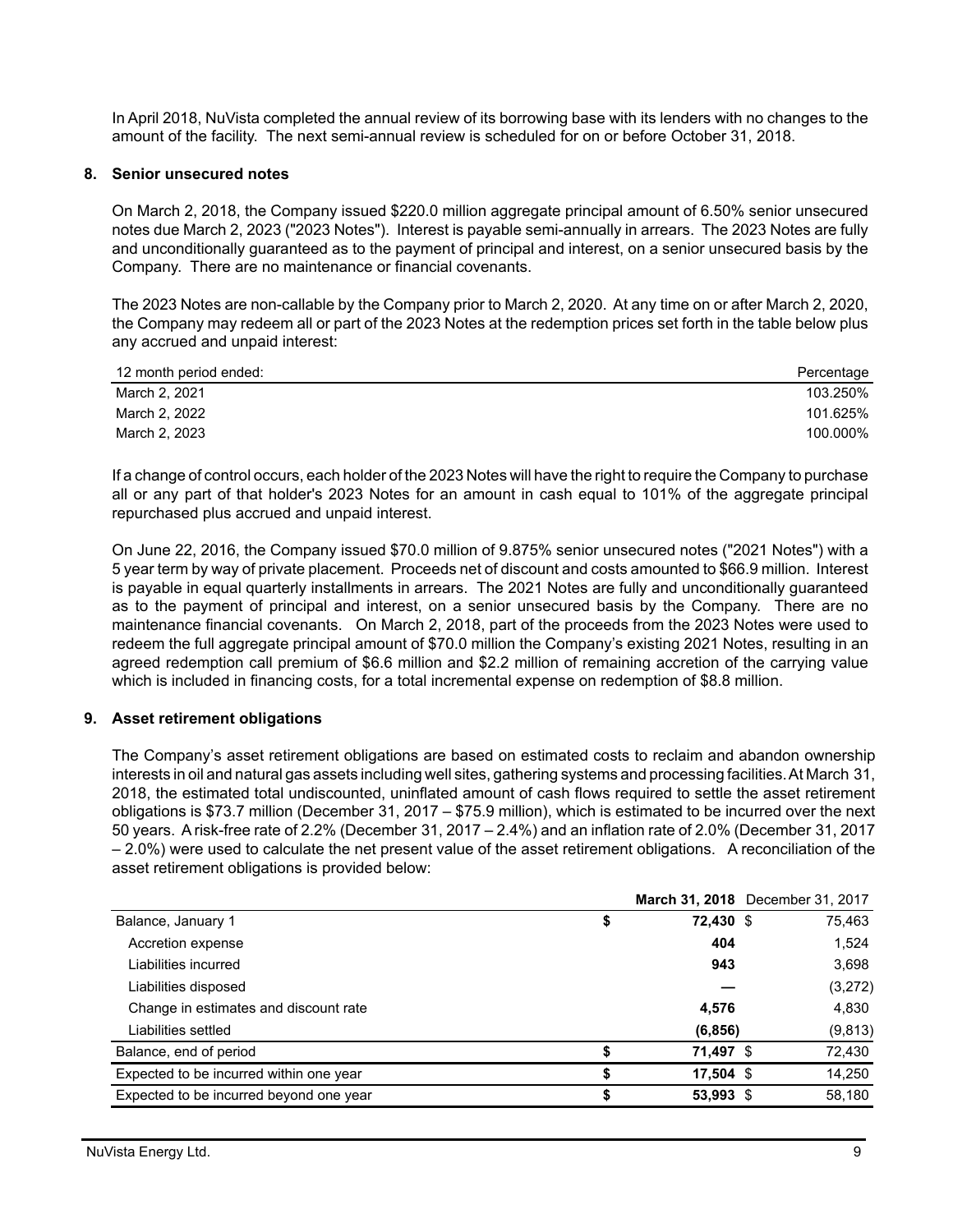In April 2018, NuVista completed the annual review of its borrowing base with its lenders with no changes to the amount of the facility. The next semi-annual review is scheduled for on or before October 31, 2018.

## 8. Senior unsecured notes

On March 2, 2018, the Company issued $220.0 million aggregate principal amount of 6.50% senior unsecured notes due March 2, 2023 ("2023 Notes"). Interest is payable semi-annually in arrears. The 2023 Notes are fully and unconditionally guaranteed as to the payment of principal and interest, on a senior unsecured basis by the Company. There are no maintenance or financial covenants.

The 2023 Notes are non-callable by the Company prior to March 2, 2020. At any time on or after March 2, 2020, the Company may redeem all or part of the 2023 Notes at the redemption prices set forth in the table below plus any accrued and unpaid interest:

| 12 month period ended: | Percentage |
|---|---|
| March 2, 2021 | 103.250% |
| March 2, 2022 | 101.625% |
| March 2, 2023 | 100.000% |

If a change of control occurs, each holder of the 2023 Notes will have the right to require the Company to purchase all or any part of that holder's 2023 Notes for an amount in cash equal to 101% of the aggregate principal repurchased plus accrued and unpaid interest.

On June 22, 2016, the Company issued $70.0 million of 9.875% senior unsecured notes ("2021 Notes") with a 5 year term by way of private placement. Proceeds net of discount and costs amounted to $66.9 million. Interest is payable in equal quarterly installments in arrears. The 2021 Notes are fully and unconditionally guaranteed as to the payment of principal and interest, on a senior unsecured basis by the Company. There are no maintenance financial covenants. On March 2, 2018, part of the proceeds from the 2023 Notes were used to redeem the full aggregate principal amount of $70.0 million the Company's existing 2021 Notes, resulting in an agreed redemption call premium of $6.6 million and $2.2 million of remaining accretion of the carrying value which is included in financing costs, for a total incremental expense on redemption of $8.8 million.

## 9. Asset retirement obligations

The Company's asset retirement obligations are based on estimated costs to reclaim and abandon ownership interests in oil and natural gas assets including well sites, gathering systems and processing facilities. At March 31, 2018, the estimated total undiscounted, uninflated amount of cash flows required to settle the asset retirement obligations is $73.7 million (December 31, 2017 – $75.9 million), which is estimated to be incurred over the next 50 years. A risk-free rate of 2.2% (December 31, 2017 – 2.4%) and an inflation rate of 2.0% (December 31, 2017 – 2.0%) were used to calculate the net present value of the asset retirement obligations. A reconciliation of the asset retirement obligations is provided below:

| | **March 31, 2018** | December 31, 2017 |
|---|---|---|
| Balance, January 1 | **$ 72,430** | $ 75,463 |
| Accretion expense | **404** | 1,524 |
| Liabilities incurred | **943** | 3,698 |
| Liabilities disposed | **—** | (3,272) |
| Change in estimates and discount rate | **4,576** | 4,830 |
| Liabilities settled | **(6,856)** | (9,813) |
| Balance, end of period | **$ 71,497** | $ 72,430 |
| Expected to be incurred within one year | **$ 17,504** | $ 14,250 |
| Expected to be incurred beyond one year | **$ 53,993** | $ 58,180 |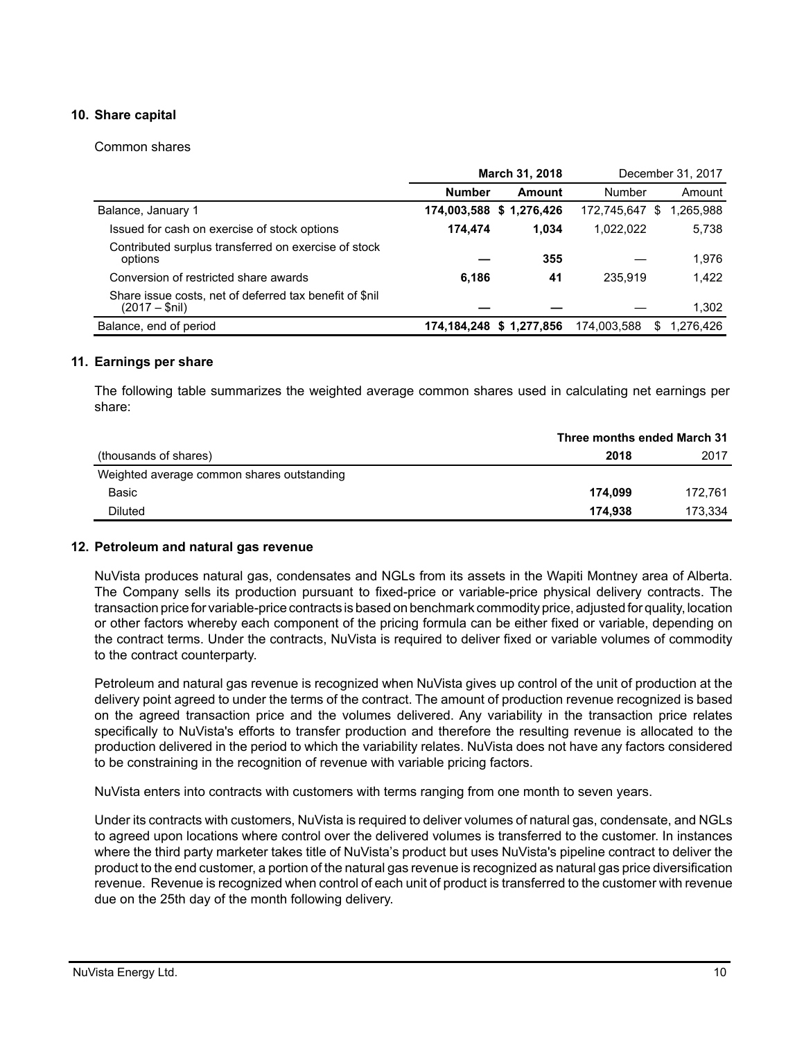## 10. Share capital

Common shares

| | March 31, 2018 | | December 31, 2017 | |
|---|---|---|---|---|
| | **Number** | **Amount** | Number | Amount |
| Balance, January 1 | **174,003,588** | **$ 1,276,426** | 172,745,647 | $ 1,265,988 |
| Issued for cash on exercise of stock options | **174,474** | **1,034** | 1,022,022 | 5,738 |
| Contributed surplus transferred on exercise of stock options | **—** | **355** | — | 1,976 |
| Conversion of restricted share awards | **6,186** | **41** | 235,919 | 1,422 |
| Share issue costs, net of deferred tax benefit of $nil (2017 – $nil) | **—** | **—** | — | 1,302 |
| Balance, end of period | **174,184,248** | **$ 1,277,856** | 174,003,588 | $ 1,276,426 |

## 11. Earnings per share

The following table summarizes the weighted average common shares used in calculating net earnings per share:

| | Three months ended March 31 | |
|---|---|---|
| (thousands of shares) | **2018** | 2017 |
| Weighted average common shares outstanding | | |
| Basic | **174,099** | 172,761 |
| Diluted | **174,938** | 173,334 |

## 12. Petroleum and natural gas revenue

NuVista produces natural gas, condensates and NGLs from its assets in the Wapiti Montney area of Alberta. The Company sells its production pursuant to fixed-price or variable-price physical delivery contracts. The transaction price for variable-price contracts is based on benchmark commodity price, adjusted for quality, location or other factors whereby each component of the pricing formula can be either fixed or variable, depending on the contract terms. Under the contracts, NuVista is required to deliver fixed or variable volumes of commodity to the contract counterparty.

Petroleum and natural gas revenue is recognized when NuVista gives up control of the unit of production at the delivery point agreed to under the terms of the contract. The amount of production revenue recognized is based on the agreed transaction price and the volumes delivered. Any variability in the transaction price relates specifically to NuVista's efforts to transfer production and therefore the resulting revenue is allocated to the production delivered in the period to which the variability relates. NuVista does not have any factors considered to be constraining in the recognition of revenue with variable pricing factors.

NuVista enters into contracts with customers with terms ranging from one month to seven years.

Under its contracts with customers, NuVista is required to deliver volumes of natural gas, condensate, and NGLs to agreed upon locations where control over the delivered volumes is transferred to the customer. In instances where the third party marketer takes title of NuVista's product but uses NuVista's pipeline contract to deliver the product to the end customer, a portion of the natural gas revenue is recognized as natural gas price diversification revenue. Revenue is recognized when control of each unit of product is transferred to the customer with revenue due on the 25th day of the month following delivery.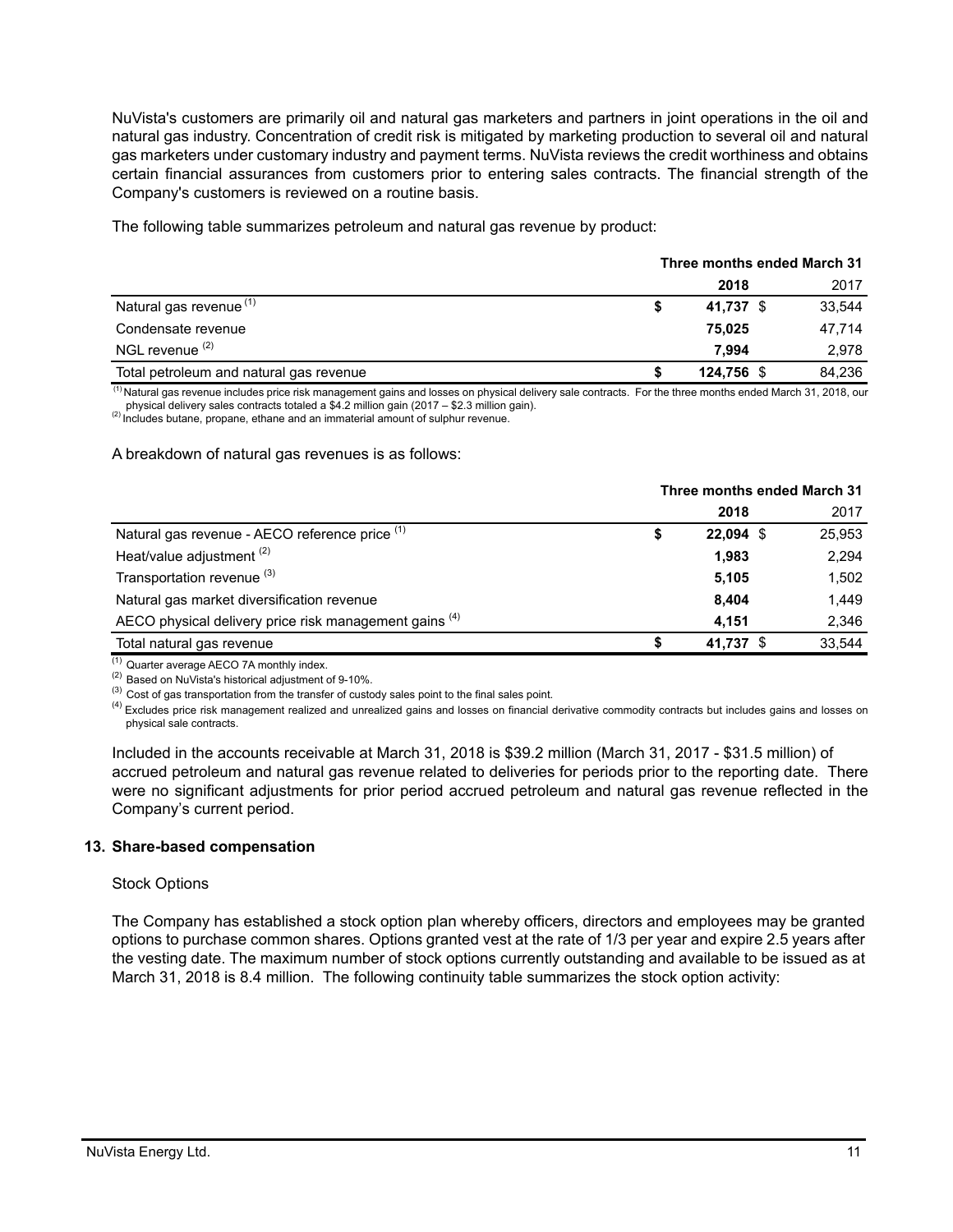NuVista's customers are primarily oil and natural gas marketers and partners in joint operations in the oil and natural gas industry. Concentration of credit risk is mitigated by marketing production to several oil and natural gas marketers under customary industry and payment terms. NuVista reviews the credit worthiness and obtains certain financial assurances from customers prior to entering sales contracts. The financial strength of the Company's customers is reviewed on a routine basis.

The following table summarizes petroleum and natural gas revenue by product:

| | Three months ended March 31 | |
|---|---|---|
| | **2018** | 2017 |
| Natural gas revenue [(1)] | **$ 41,737** | $ 33,544 |
| Condensate revenue | **75,025** | 47,714 |
| NGL revenue [(2)] | **7,994** | 2,978 |
| Total petroleum and natural gas revenue | **$ 124,756** | $ 84,236 |

[(1)] Natural gas revenue includes price risk management gains and losses on physical delivery sale contracts. For the three months ended March 31, 2018, our physical delivery sales contracts totaled a $4.2 million gain (2017 – $2.3 million gain).
[(2)] Includes butane, propane, ethane and an immaterial amount of sulphur revenue.

A breakdown of natural gas revenues is as follows:

| | Three months ended March 31 | |
|---|---|---|
| | **2018** | 2017 |
| Natural gas revenue - AECO reference price [(1)] | **$ 22,094** | $ 25,953 |
| Heat/value adjustment [(2)] | **1,983** | 2,294 |
| Transportation revenue [(3)] | **5,105** | 1,502 |
| Natural gas market diversification revenue | **8,404** | 1,449 |
| AECO physical delivery price risk management gains [(4)] | **4,151** | 2,346 |
| Total natural gas revenue | **$ 41,737** | $ 33,544 |

[(1)] Quarter average AECO 7A monthly index.
[(2)] Based on NuVista's historical adjustment of 9-10%.
[(3)] Cost of gas transportation from the transfer of custody sales point to the final sales point.
[(4)] Excludes price risk management realized and unrealized gains and losses on financial derivative commodity contracts but includes gains and losses on physical sale contracts.

Included in the accounts receivable at March 31, 2018 is $39.2 million (March 31, 2017 - $31.5 million) of accrued petroleum and natural gas revenue related to deliveries for periods prior to the reporting date. There were no significant adjustments for prior period accrued petroleum and natural gas revenue reflected in the Company's current period.

## 13. Share-based compensation

Stock Options

The Company has established a stock option plan whereby officers, directors and employees may be granted options to purchase common shares. Options granted vest at the rate of 1/3 per year and expire 2.5 years after the vesting date. The maximum number of stock options currently outstanding and available to be issued as at March 31, 2018 is 8.4 million. The following continuity table summarizes the stock option activity: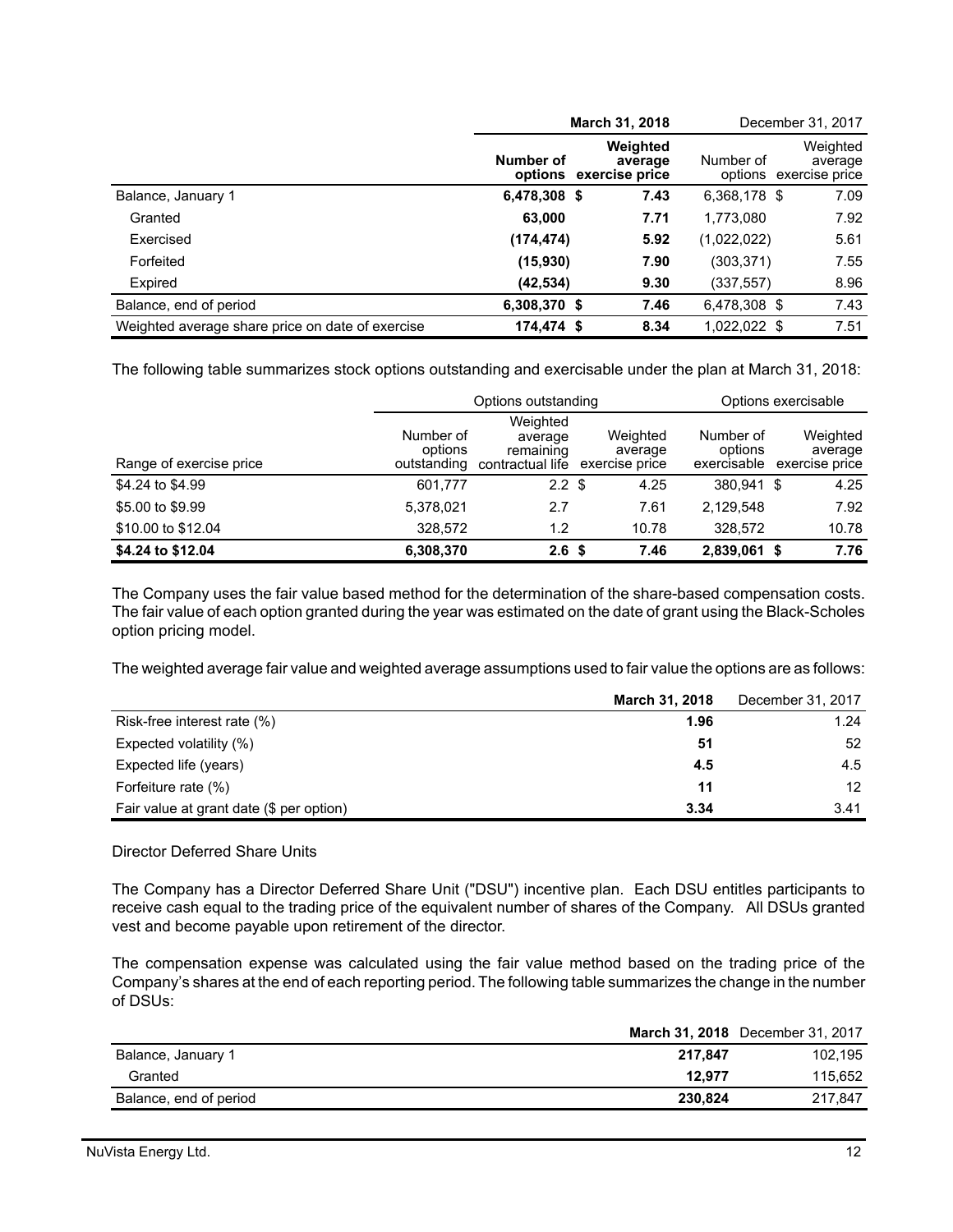| | March 31, 2018 | | December 31, 2017 | |
|---|---|---|---|---|
| | Number of options | Weighted average exercise price | Number of options | Weighted average exercise price |
| Balance, January 1 | 6,478,308 | $ 7.43 | 6,368,178 | $ 7.09 |
| Granted | 63,000 | 7.71 | 1,773,080 | 7.92 |
| Exercised | (174,474) | 5.92 | (1,022,022) | 5.61 |
| Forfeited | (15,930) | 7.90 | (303,371) | 7.55 |
| Expired | (42,534) | 9.30 | (337,557) | 8.96 |
| Balance, end of period | 6,308,370 | $ 7.46 | 6,478,308 | $ 7.43 |
| Weighted average share price on date of exercise | 174,474 | $ 8.34 | 1,022,022 | $ 7.51 |

The following table summarizes stock options outstanding and exercisable under the plan at March 31, 2018:

| | Options outstanding | | | Options exercisable | |
|---|---|---|---|---|---|
| Range of exercise price | Number of options outstanding | Weighted average remaining contractual life | Weighted average exercise price | Number of options exercisable | Weighted average exercise price |
| $4.24 to $4.99 | 601,777 | 2.2 | $ 4.25 | 380,941 | $ 4.25 |
| $5.00 to $9.99 | 5,378,021 | 2.7 | 7.61 | 2,129,548 | 7.92 |
| $10.00 to $12.04 | 328,572 | 1.2 | 10.78 | 328,572 | 10.78 |
| **$4.24 to $12.04** | **6,308,370** | **2.6** | **$ 7.46** | **2,839,061** | **$ 7.76** |

The Company uses the fair value based method for the determination of the share-based compensation costs. The fair value of each option granted during the year was estimated on the date of grant using the Black-Scholes option pricing model.

The weighted average fair value and weighted average assumptions used to fair value the options are as follows:

| | March 31, 2018 | December 31, 2017 |
|---|---|---|
| Risk-free interest rate (%) | 1.96 | 1.24 |
| Expected volatility (%) | 51 | 52 |
| Expected life (years) | 4.5 | 4.5 |
| Forfeiture rate (%) | 11 | 12 |
| Fair value at grant date ($ per option) | 3.34 | 3.41 |

Director Deferred Share Units

The Company has a Director Deferred Share Unit ("DSU") incentive plan. Each DSU entitles participants to receive cash equal to the trading price of the equivalent number of shares of the Company. All DSUs granted vest and become payable upon retirement of the director.

The compensation expense was calculated using the fair value method based on the trading price of the Company's shares at the end of each reporting period. The following table summarizes the change in the number of DSUs:

| | March 31, 2018 | December 31, 2017 |
|---|---|---|
| Balance, January 1 | 217,847 | 102,195 |
| Granted | 12,977 | 115,652 |
| Balance, end of period | 230,824 | 217,847 |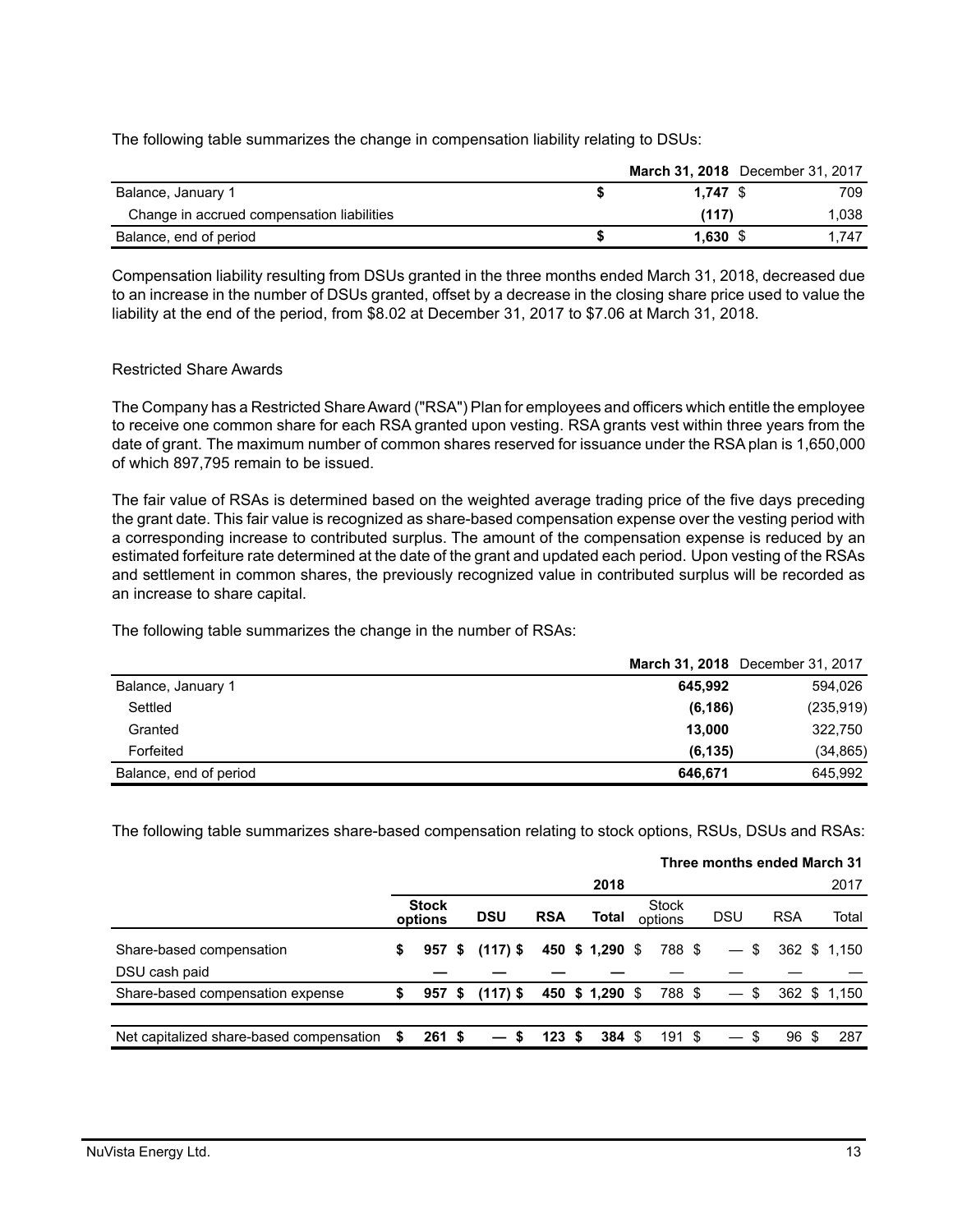The following table summarizes the change in compensation liability relating to DSUs:

| | March 31, 2018 | December 31, 2017 |
|---|---|---|
| Balance, January 1 | $ 1,747 | $ 709 |
| Change in accrued compensation liabilities | (117) | 1,038 |
| Balance, end of period | $ 1,630 | $ 1,747 |

Compensation liability resulting from DSUs granted in the three months ended March 31, 2018, decreased due to an increase in the number of DSUs granted, offset by a decrease in the closing share price used to value the liability at the end of the period, from $8.02 at December 31, 2017 to $7.06 at March 31, 2018.

Restricted Share Awards

The Company has a Restricted Share Award ("RSA") Plan for employees and officers which entitle the employee to receive one common share for each RSA granted upon vesting. RSA grants vest within three years from the date of grant. The maximum number of common shares reserved for issuance under the RSA plan is 1,650,000 of which 897,795 remain to be issued.

The fair value of RSAs is determined based on the weighted average trading price of the five days preceding the grant date. This fair value is recognized as share-based compensation expense over the vesting period with a corresponding increase to contributed surplus. The amount of the compensation expense is reduced by an estimated forfeiture rate determined at the date of the grant and updated each period. Upon vesting of the RSAs and settlement in common shares, the previously recognized value in contributed surplus will be recorded as an increase to share capital.

The following table summarizes the change in the number of RSAs:

| | March 31, 2018 | December 31, 2017 |
|---|---|---|
| Balance, January 1 | 645,992 | 594,026 |
| Settled | (6,186) | (235,919) |
| Granted | 13,000 | 322,750 |
| Forfeited | (6,135) | (34,865) |
| Balance, end of period | 646,671 | 645,992 |

The following table summarizes share-based compensation relating to stock options, RSUs, DSUs and RSAs:

| | Three months ended March 31 | | | | | | | |
|---|---|---|---|---|---|---|---|---|
| | 2018 | | | | 2017 | | | |
| | Stock options | DSU | RSA | Total | Stock options | DSU | RSA | Total |
| Share-based compensation | $ 957 | $ (117) | $ 450 | $ 1,290 | $ 788 | $ — | $ 362 | $ 1,150 |
| DSU cash paid | — | — | — | — | — | — | — | — |
| Share-based compensation expense | $ 957 | $ (117) | $ 450 | $ 1,290 | $ 788 | $ — | $ 362 | $ 1,150 |
| Net capitalized share-based compensation | $ 261 | $ — | $ 123 | $ 384 | $ 191 | $ — | $ 96 | $ 287 |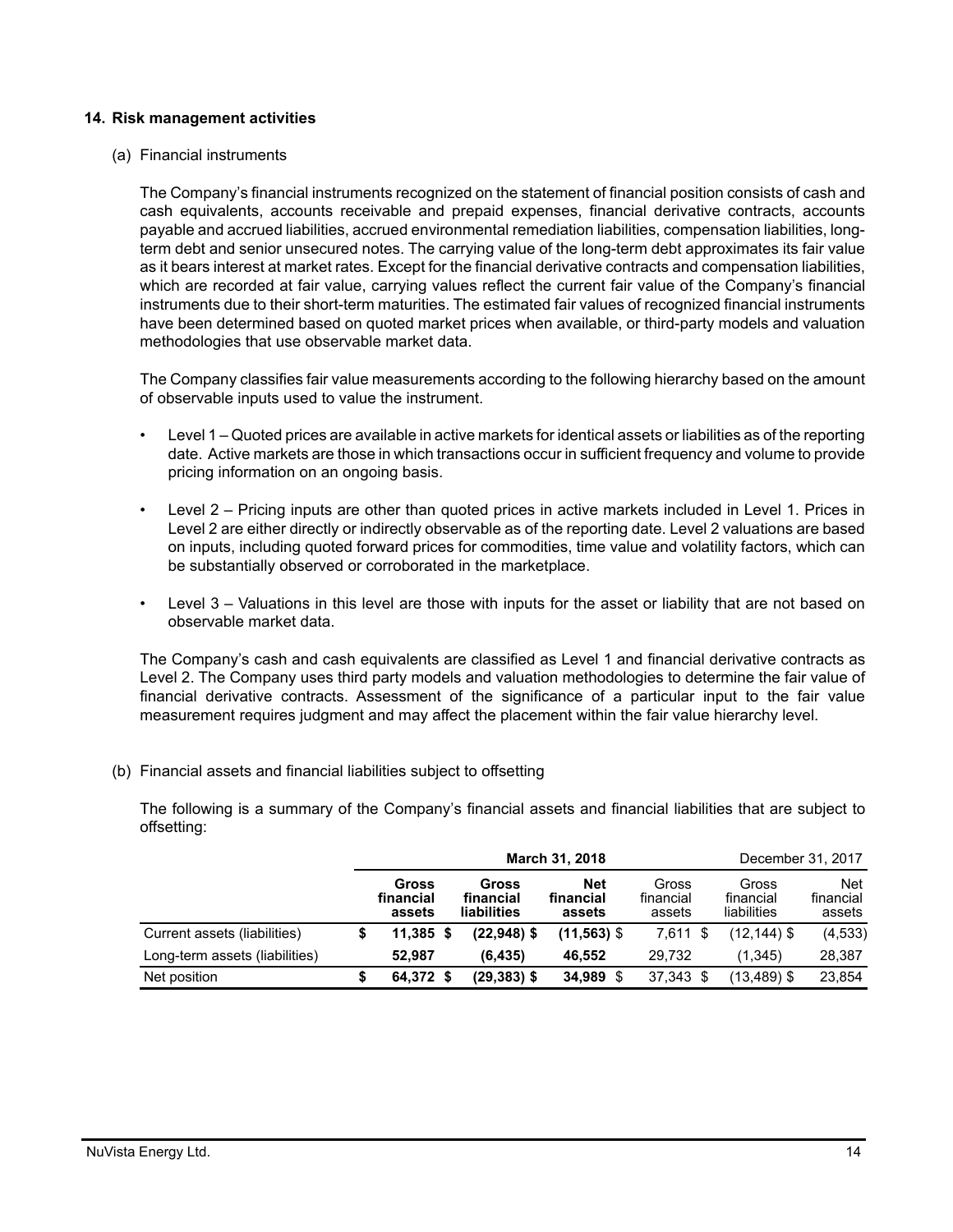## 14. Risk management activities

(a) Financial instruments

The Company's financial instruments recognized on the statement of financial position consists of cash and cash equivalents, accounts receivable and prepaid expenses, financial derivative contracts, accounts payable and accrued liabilities, accrued environmental remediation liabilities, compensation liabilities, long-term debt and senior unsecured notes. The carrying value of the long-term debt approximates its fair value as it bears interest at market rates. Except for the financial derivative contracts and compensation liabilities, which are recorded at fair value, carrying values reflect the current fair value of the Company's financial instruments due to their short-term maturities. The estimated fair values of recognized financial instruments have been determined based on quoted market prices when available, or third-party models and valuation methodologies that use observable market data.

The Company classifies fair value measurements according to the following hierarchy based on the amount of observable inputs used to value the instrument.

- Level 1 – Quoted prices are available in active markets for identical assets or liabilities as of the reporting date. Active markets are those in which transactions occur in sufficient frequency and volume to provide pricing information on an ongoing basis.
- Level 2 – Pricing inputs are other than quoted prices in active markets included in Level 1. Prices in Level 2 are either directly or indirectly observable as of the reporting date. Level 2 valuations are based on inputs, including quoted forward prices for commodities, time value and volatility factors, which can be substantially observed or corroborated in the marketplace.
- Level 3 – Valuations in this level are those with inputs for the asset or liability that are not based on observable market data.

The Company's cash and cash equivalents are classified as Level 1 and financial derivative contracts as Level 2. The Company uses third party models and valuation methodologies to determine the fair value of financial derivative contracts. Assessment of the significance of a particular input to the fair value measurement requires judgment and may affect the placement within the fair value hierarchy level.

(b) Financial assets and financial liabilities subject to offsetting

The following is a summary of the Company's financial assets and financial liabilities that are subject to offsetting:

| | **March 31, 2018** | | | December 31, 2017 | | |
|---|---|---|---|---|---|---|
| | **Gross financial assets** | **Gross financial liabilities** | **Net financial assets** | Gross financial assets | Gross financial liabilities | Net financial assets |
| Current assets (liabilities) | **$ 11,385** | **$ (22,948)** | **$ (11,563)** | $ 7,611 | $ (12,144) | $ (4,533) |
| Long-term assets (liabilities) | **52,987** | **(6,435)** | **46,552** | 29,732 | (1,345) | 28,387 |
| Net position | **$ 64,372** | **$ (29,383)** | **$ 34,989** | $ 37,343 | $ (13,489) | $ 23,854 |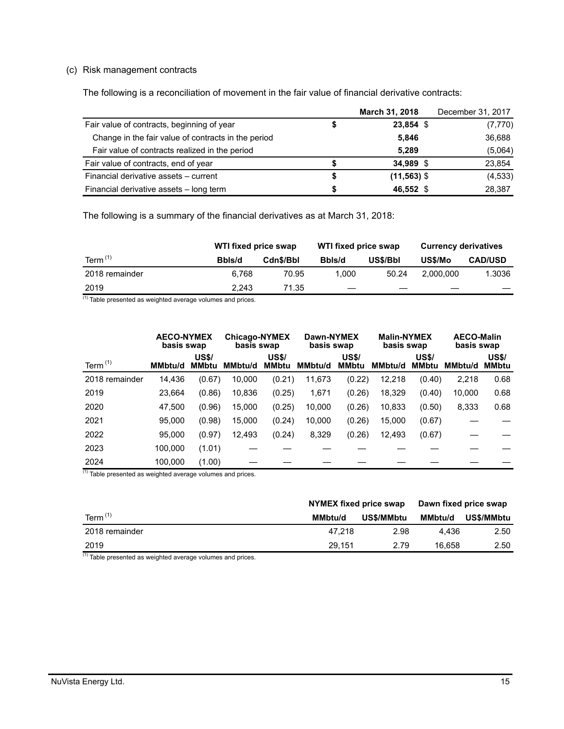(c) Risk management contracts

The following is a reconciliation of movement in the fair value of financial derivative contracts:

| | | March 31, 2018 | December 31, 2017 |
|---|---|---|---|
| Fair value of contracts, beginning of year | $ | 23,854 $ | (7,770) |
| Change in the fair value of contracts in the period | | 5,846 | 36,688 |
| Fair value of contracts realized in the period | | 5,289 | (5,064) |
| Fair value of contracts, end of year | $ | 34,989 $ | 23,854 |
| Financial derivative assets – current | $ | (11,563) $ | (4,533) |
| Financial derivative assets – long term | $ | 46,552 $ | 28,387 |

The following is a summary of the financial derivatives as at March 31, 2018:

| | WTI fixed price swap | | WTI fixed price swap | | Currency derivatives | |
|---|---|---|---|---|---|---|
| Term (1) | Bbls/d | Cdn$/Bbl | Bbls/d | US$/Bbl | US$/Mo | CAD/USD |
| 2018 remainder | 6,768 | 70.95 | 1,000 | 50.24 | 2,000,000 | 1.3036 |
| 2019 | 2,243 | 71.35 | — | — | — | — |

(1) Table presented as weighted average volumes and prices.

| | AECO-NYMEX basis swap | | Chicago-NYMEX basis swap | | Dawn-NYMEX basis swap | | Malin-NYMEX basis swap | | AECO-Malin basis swap | |
|---|---|---|---|---|---|---|---|---|---|---|
| Term (1) | MMbtu/d | US$/MMbtu | MMbtu/d | US$/MMbtu | MMbtu/d | US$/MMbtu | MMbtu/d | US$/MMbtu | MMbtu/d | US$/MMbtu |
| 2018 remainder | 14,436 | (0.67) | 10,000 | (0.21) | 11,673 | (0.22) | 12,218 | (0.40) | 2,218 | 0.68 |
| 2019 | 23,664 | (0.86) | 10,836 | (0.25) | 1,671 | (0.26) | 18,329 | (0.40) | 10,000 | 0.68 |
| 2020 | 47,500 | (0.96) | 15,000 | (0.25) | 10,000 | (0.26) | 10,833 | (0.50) | 8,333 | 0.68 |
| 2021 | 95,000 | (0.98) | 15,000 | (0.24) | 10,000 | (0.26) | 15,000 | (0.67) | — | — |
| 2022 | 95,000 | (0.97) | 12,493 | (0.24) | 8,329 | (0.26) | 12,493 | (0.67) | — | — |
| 2023 | 100,000 | (1.01) | — | — | — | — | — | — | — | — |
| 2024 | 100,000 | (1.00) | — | — | — | — | — | — | — | — |

(1) Table presented as weighted average volumes and prices.

| | NYMEX fixed price swap | | Dawn fixed price swap | |
|---|---|---|---|---|
| Term (1) | MMbtu/d | US$/MMbtu | MMbtu/d | US$/MMbtu |
| 2018 remainder | 47,218 | 2.98 | 4,436 | 2.50 |
| 2019 | 29,151 | 2.79 | 16,658 | 2.50 |

(1) Table presented as weighted average volumes and prices.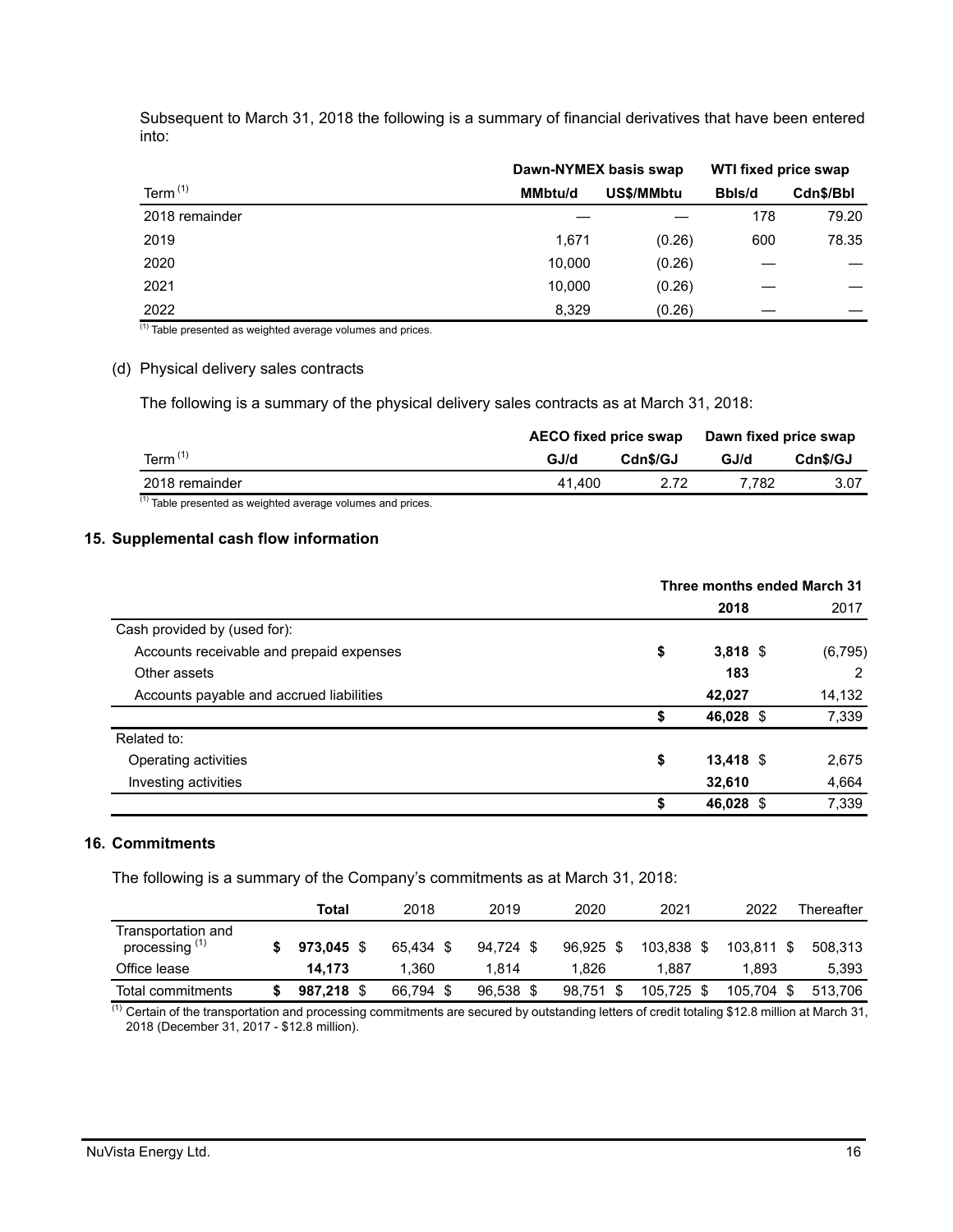Subsequent to March 31, 2018 the following is a summary of financial derivatives that have been entered into:

| | Dawn-NYMEX basis swap | | WTI fixed price swap | |
|---|---|---|---|---|
| Term [1] | MMbtu/d | US$/MMbtu | Bbls/d | Cdn$/Bbl |
| 2018 remainder | — | — | 178 | 79.20 |
| 2019 | 1,671 | (0.26) | 600 | 78.35 |
| 2020 | 10,000 | (0.26) | — | — |
| 2021 | 10,000 | (0.26) | — | — |
| 2022 | 8,329 | (0.26) | — | — |

[1] Table presented as weighted average volumes and prices.

(d) Physical delivery sales contracts

The following is a summary of the physical delivery sales contracts as at March 31, 2018:

| | AECO fixed price swap | | Dawn fixed price swap | |
|---|---|---|---|---|
| Term [1] | GJ/d | Cdn$/GJ | GJ/d | Cdn$/GJ |
| 2018 remainder | 41,400 | 2.72 | 7,782 | 3.07 |

[1] Table presented as weighted average volumes and prices.

## 15. Supplemental cash flow information

| | Three months ended March 31 | |
|---|---|---|
| | **2018** | 2017 |
| Cash provided by (used for): | | |
| Accounts receivable and prepaid expenses | **$ 3,818** | $ (6,795) |
| Other assets | **183** | 2 |
| Accounts payable and accrued liabilities | **42,027** | 14,132 |
| | **$ 46,028** | $ 7,339 |
| Related to: | | |
| Operating activities | **$ 13,418** | $ 2,675 |
| Investing activities | **32,610** | 4,664 |
| | **$ 46,028** | $ 7,339 |

## 16. Commitments

The following is a summary of the Company's commitments as at March 31, 2018:

| | **Total** | 2018 | 2019 | 2020 | 2021 | 2022 | Thereafter |
|---|---|---|---|---|---|---|---|
| Transportation and processing [1] | **$ 973,045** | $ 65,434 | $ 94,724 | $ 96,925 | $ 103,838 | $ 103,811 | $ 508,313 |
| Office lease | **14,173** | 1,360 | 1,814 | 1,826 | 1,887 | 1,893 | 5,393 |
| Total commitments | **$ 987,218** | $ 66,794 | $ 96,538 | $ 98,751 | $ 105,725 | $ 105,704 | $ 513,706 |

[1] Certain of the transportation and processing commitments are secured by outstanding letters of credit totaling $12.8 million at March 31, 2018 (December 31, 2017 - $12.8 million).